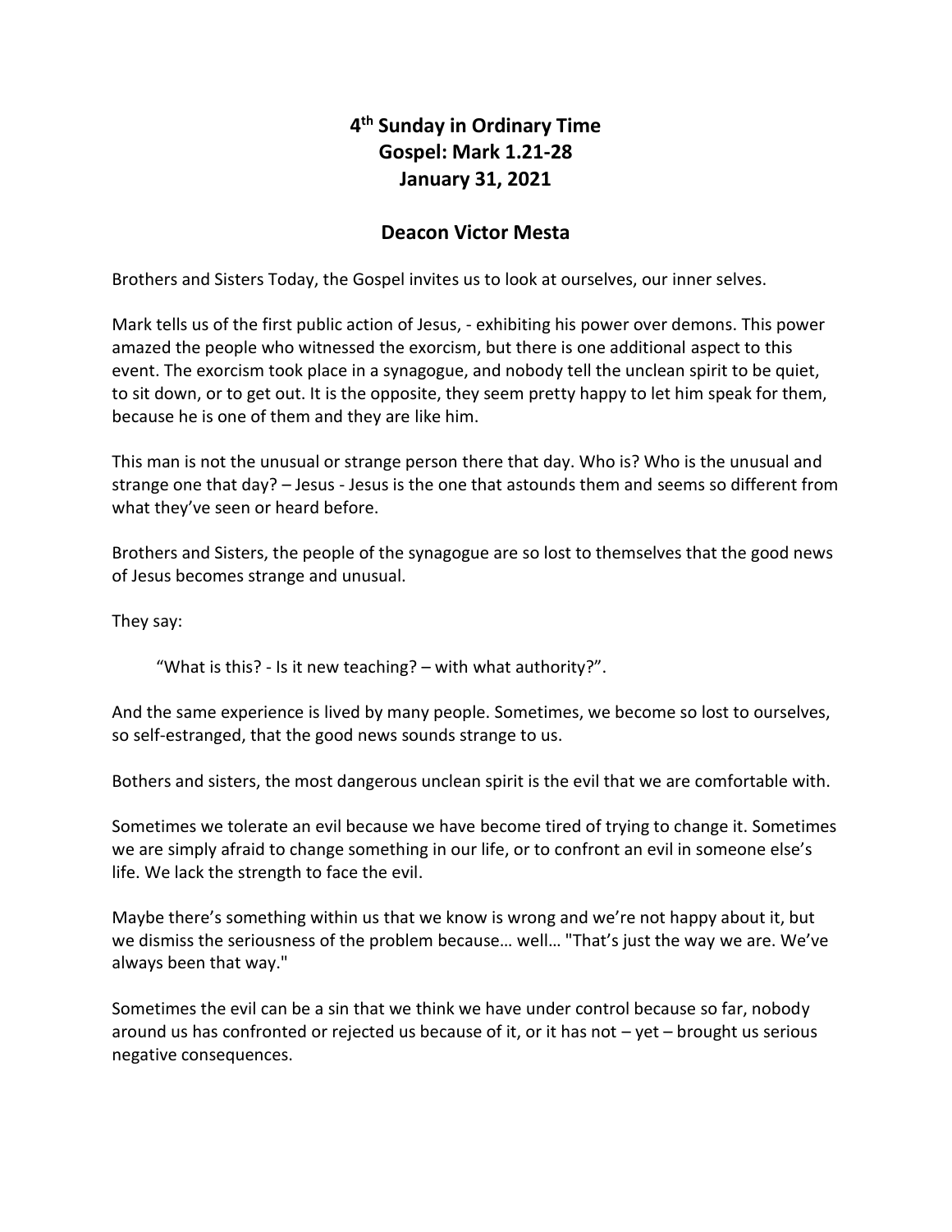# 4th Sunday in Ordinary Time
# Gospel: Mark 1.21-28
# January 31, 2021

## Deacon Victor Mesta

Brothers and Sisters Today, the Gospel invites us to look at ourselves, our inner selves.

Mark tells us of the first public action of Jesus, - exhibiting his power over demons. This power amazed the people who witnessed the exorcism, but there is one additional aspect to this event. The exorcism took place in a synagogue, and nobody tell the unclean spirit to be quiet, to sit down, or to get out. It is the opposite, they seem pretty happy to let him speak for them, because he is one of them and they are like him.

This man is not the unusual or strange person there that day. Who is? Who is the unusual and strange one that day? – Jesus - Jesus is the one that astounds them and seems so different from what they've seen or heard before.

Brothers and Sisters, the people of the synagogue are so lost to themselves that the good news of Jesus becomes strange and unusual.

They say:

> "What is this? - Is it new teaching? – with what authority?".

And the same experience is lived by many people. Sometimes, we become so lost to ourselves, so self-estranged, that the good news sounds strange to us.

Bothers and sisters, the most dangerous unclean spirit is the evil that we are comfortable with.

Sometimes we tolerate an evil because we have become tired of trying to change it. Sometimes we are simply afraid to change something in our life, or to confront an evil in someone else's life. We lack the strength to face the evil.

Maybe there's something within us that we know is wrong and we're not happy about it, but we dismiss the seriousness of the problem because… well… "That's just the way we are. We've always been that way."

Sometimes the evil can be a sin that we think we have under control because so far, nobody around us has confronted or rejected us because of it, or it has not – yet – brought us serious negative consequences.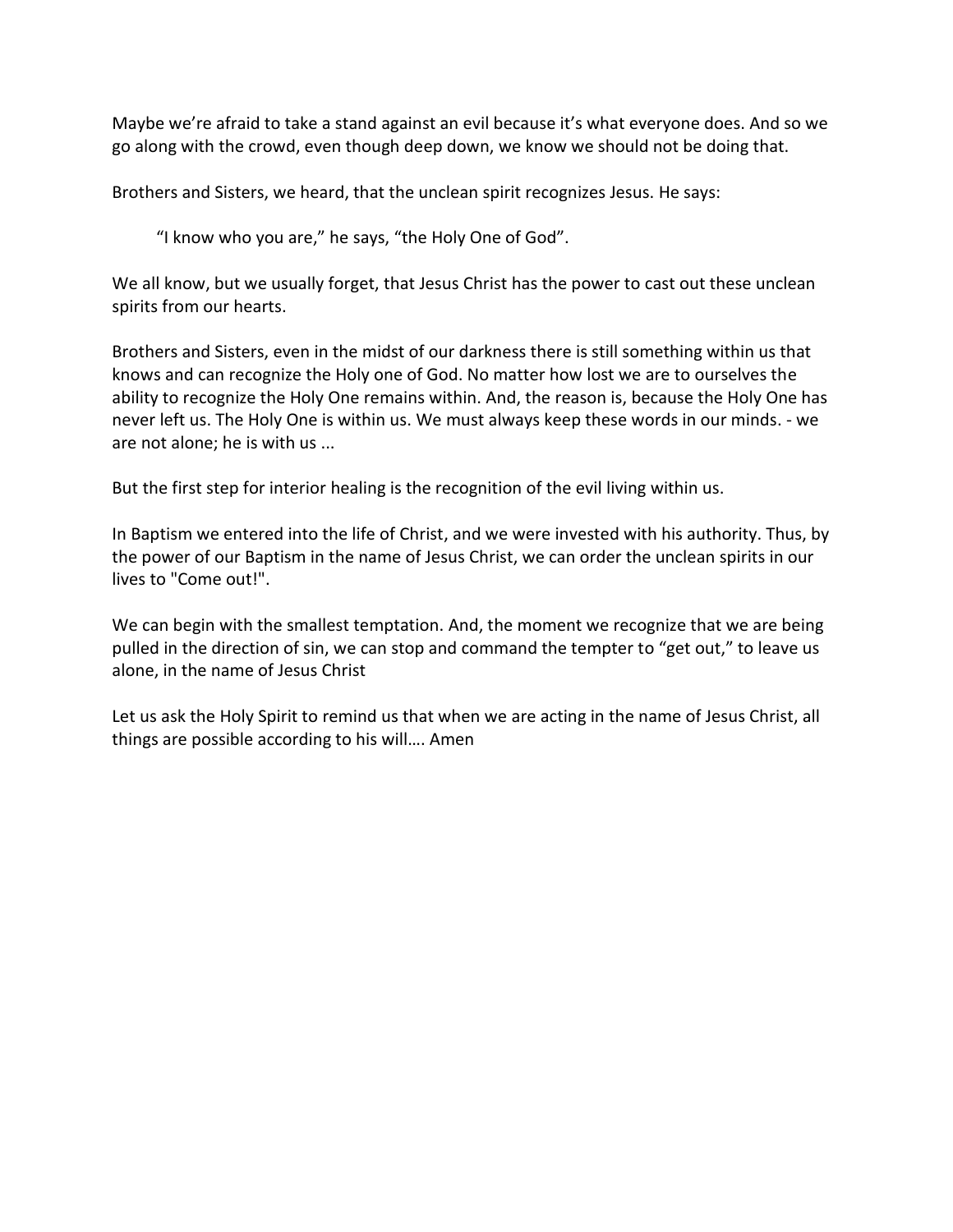Maybe we’re afraid to take a stand against an evil because it’s what everyone does. And so we go along with the crowd, even though deep down, we know we should not be doing that.

Brothers and Sisters, we heard, that the unclean spirit recognizes Jesus. He says:

> “I know who you are,” he says, “the Holy One of God”.

We all know, but we usually forget, that Jesus Christ has the power to cast out these unclean spirits from our hearts.

Brothers and Sisters, even in the midst of our darkness there is still something within us that knows and can recognize the Holy one of God. No matter how lost we are to ourselves the ability to recognize the Holy One remains within. And, the reason is, because the Holy One has never left us. The Holy One is within us. We must always keep these words in our minds. - we are not alone; he is with us ...

But the first step for interior healing is the recognition of the evil living within us.

In Baptism we entered into the life of Christ, and we were invested with his authority. Thus, by the power of our Baptism in the name of Jesus Christ, we can order the unclean spirits in our lives to "Come out!".

We can begin with the smallest temptation. And, the moment we recognize that we are being pulled in the direction of sin, we can stop and command the tempter to “get out,” to leave us alone, in the name of Jesus Christ

Let us ask the Holy Spirit to remind us that when we are acting in the name of Jesus Christ, all things are possible according to his will…. Amen